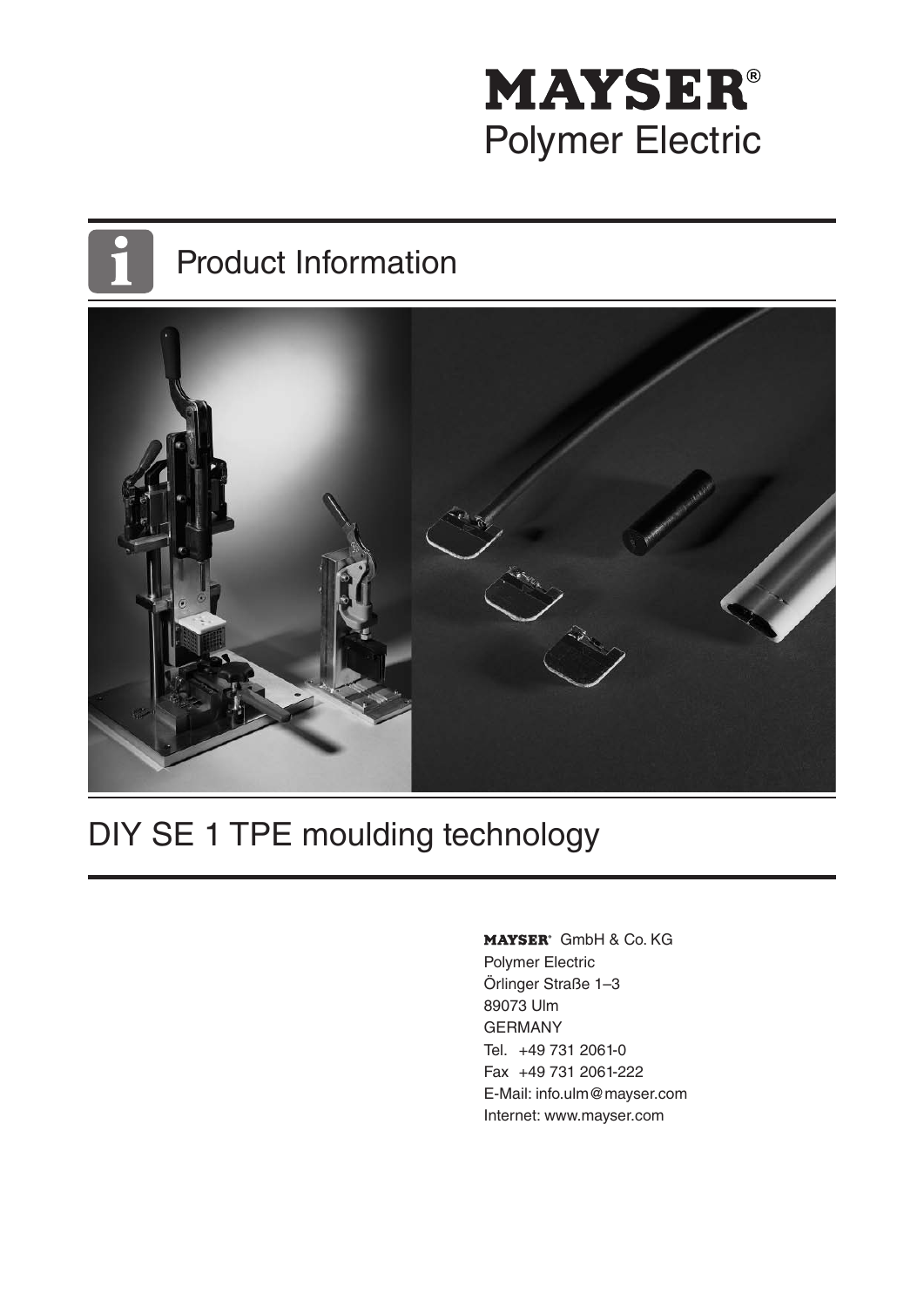# MAYSER®

Polymer Electric

## Product Information

# DIY SE 1 TPE moulding technology

MAYSER® GmbH & Co. KG
Polymer Electric
Örlinger Straße 1–3
89073 Ulm
GERMANY
Tel. +49 731 2061-0
Fax +49 731 2061-222
E-Mail: info.ulm@mayser.com
Internet: www.mayser.com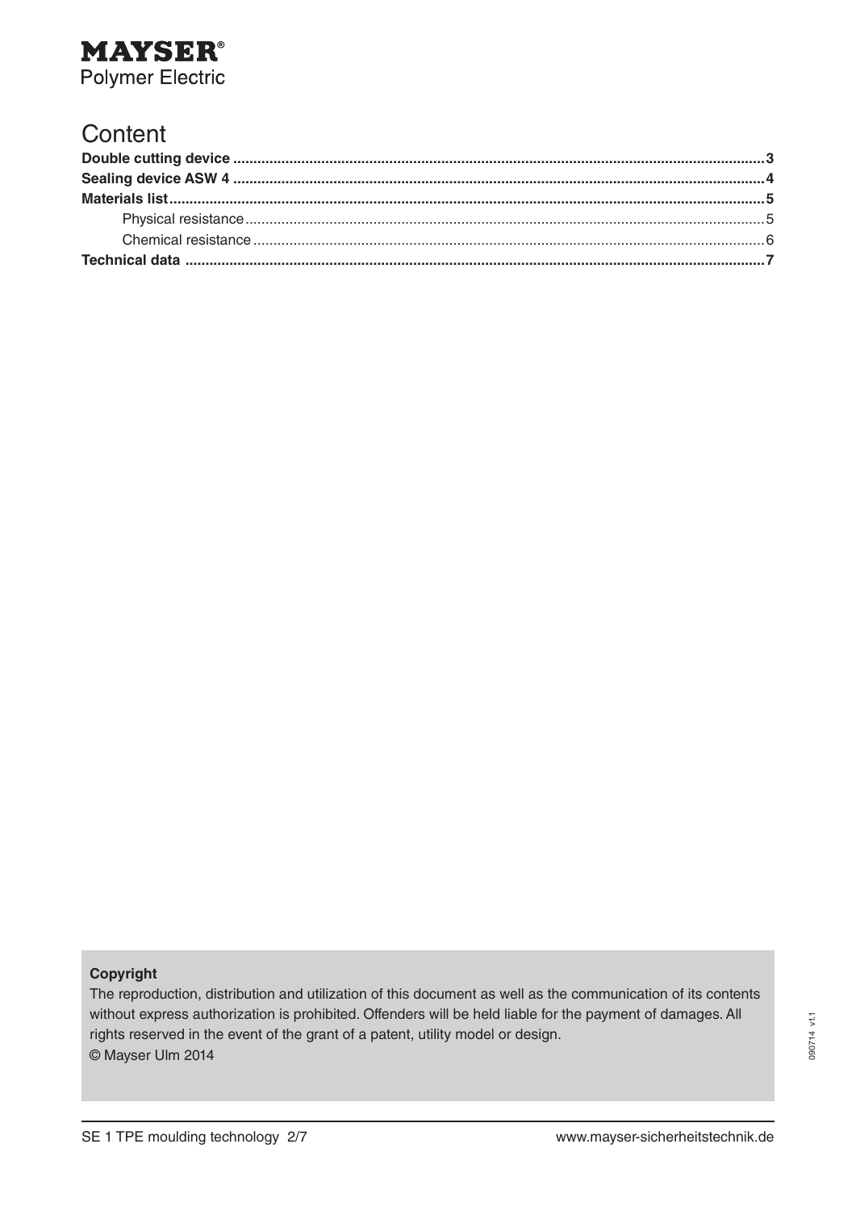**MAYSER®**
Polymer Electric

# Content

**Double cutting device** .......... **3**
**Sealing device ASW 4** .......... **4**
**Materials list** .......... **5**
  Physical resistance .......... 5
  Chemical resistance .......... 6
**Technical data** .......... **7**

**Copyright**

The reproduction, distribution and utilization of this document as well as the communication of its contents without express authorization is prohibited. Offenders will be held liable for the payment of damages. All rights reserved in the event of the grant of a patent, utility model or design.

© Mayser Ulm 2014

090714 v1.1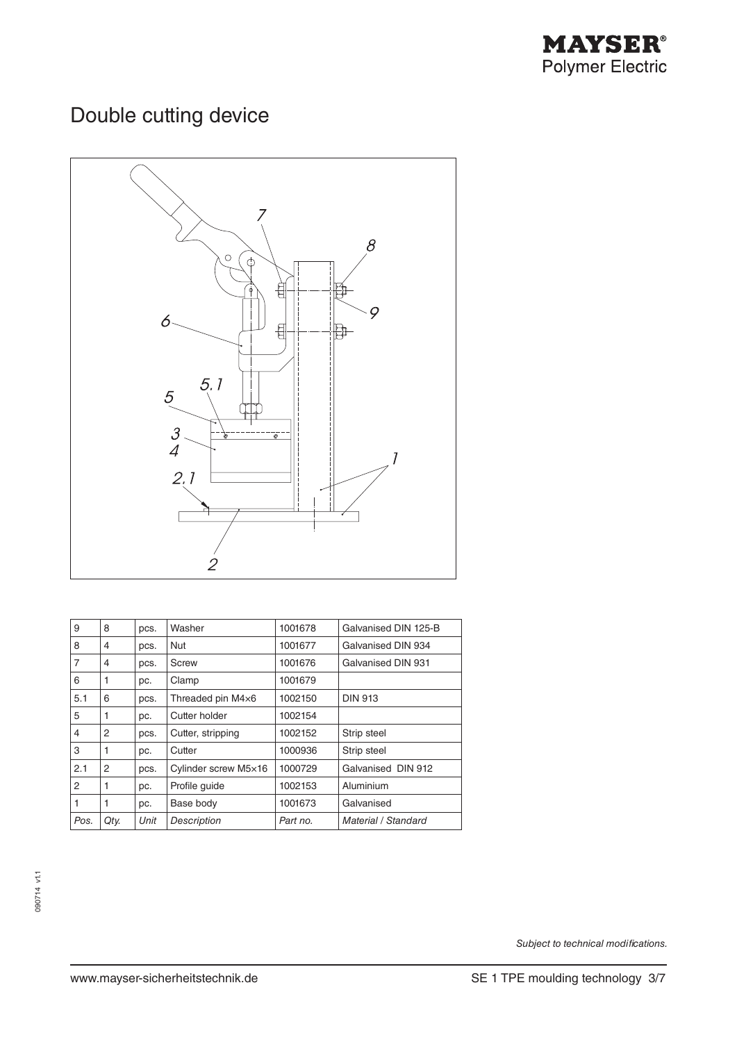# Double cutting device

| Pos. | Qty. | Unit | Description | Part no. | Material / Standard |
|---|---|---|---|---|---|
| 9 | 8 | pcs. | Washer | 1001678 | Galvanised DIN 125-B |
| 8 | 4 | pcs. | Nut | 1001677 | Galvanised DIN 934 |
| 7 | 4 | pcs. | Screw | 1001676 | Galvanised DIN 931 |
| 6 | 1 | pc. | Clamp | 1001679 | |
| 5.1 | 6 | pcs. | Threaded pin M4×6 | 1002150 | DIN 913 |
| 5 | 1 | pc. | Cutter holder | 1002154 | |
| 4 | 2 | pcs. | Cutter, stripping | 1002152 | Strip steel |
| 3 | 1 | pc. | Cutter | 1000936 | Strip steel |
| 2.1 | 2 | pcs. | Cylinder screw M5×16 | 1000729 | Galvanised DIN 912 |
| 2 | 1 | pc. | Profile guide | 1002153 | Aluminium |
| 1 | 1 | pc. | Base body | 1001673 | Galvanised |

*Subject to technical modifications.*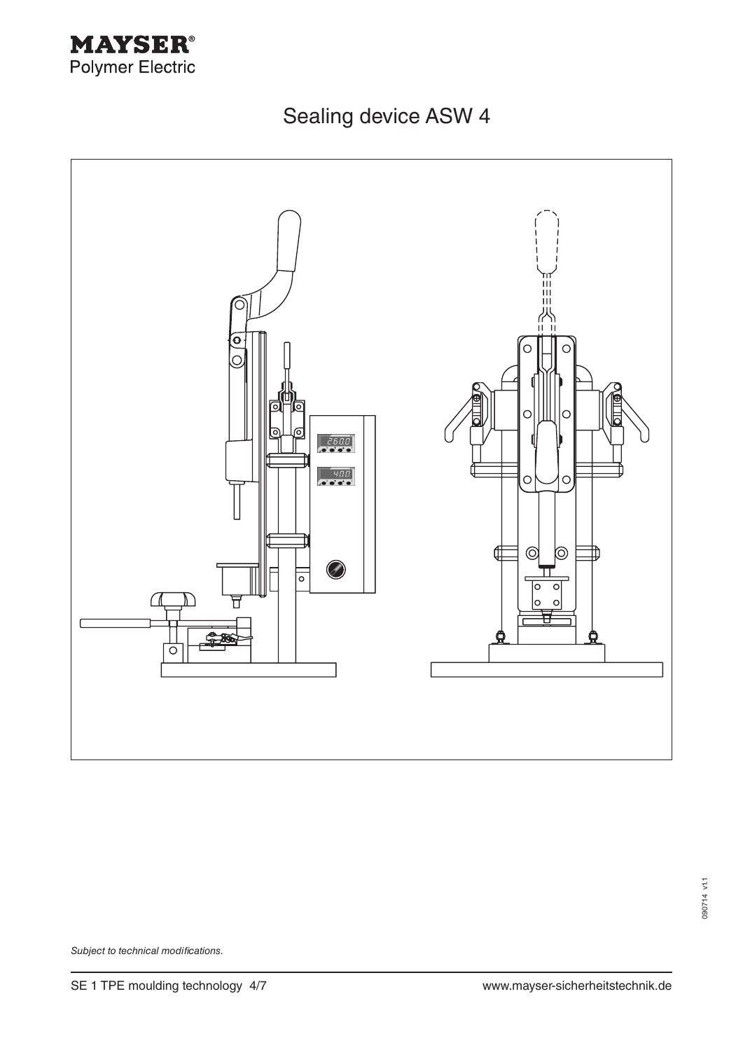# Sealing device ASW 4

*Subject to technical modifications.*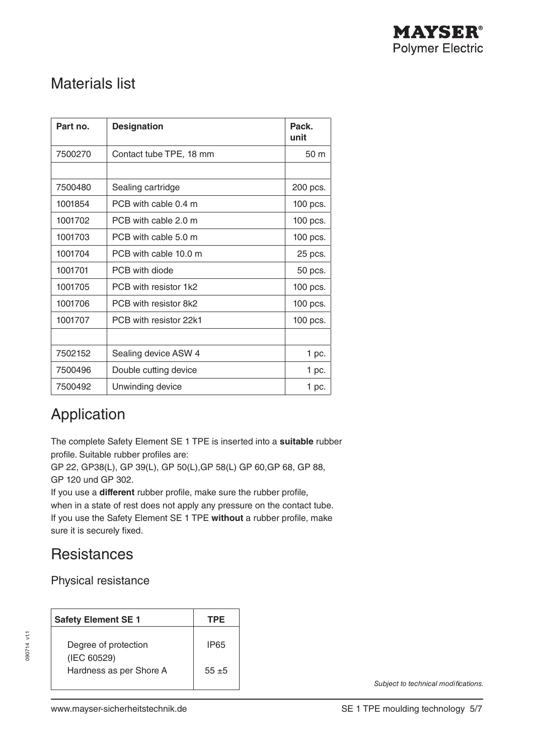## Materials list

| Part no. | Designation | Pack. unit |
|---|---|---|
| 7500270 | Contact tube TPE, 18 mm | 50 m |
| | | |
| 7500480 | Sealing cartridge | 200 pcs. |
| 1001854 | PCB with cable 0.4 m | 100 pcs. |
| 1001702 | PCB with cable 2.0 m | 100 pcs. |
| 1001703 | PCB with cable 5.0 m | 100 pcs. |
| 1001704 | PCB with cable 10.0 m | 25 pcs. |
| 1001701 | PCB with diode | 50 pcs. |
| 1001705 | PCB with resistor 1k2 | 100 pcs. |
| 1001706 | PCB with resistor 8k2 | 100 pcs. |
| 1001707 | PCB with resistor 22k1 | 100 pcs. |
| | | |
| 7502152 | Sealing device ASW 4 | 1 pc. |
| 7500496 | Double cutting device | 1 pc. |
| 7500492 | Unwinding device | 1 pc. |

## Application

The complete Safety Element SE 1 TPE is inserted into a **suitable** rubber profile. Suitable rubber profiles are:
GP 22, GP38(L), GP 39(L), GP 50(L),GP 58(L) GP 60,GP 68, GP 88, GP 120 und GP 302.
If you use a **different** rubber profile, make sure the rubber profile, when in a state of rest does not apply any pressure on the contact tube.
If you use the Safety Element SE 1 TPE **without** a rubber profile, make sure it is securely fixed.

## Resistances

### Physical resistance

| Safety Element SE 1 | TPE |
|---|---|
| Degree of protection (IEC 60529) | IP65 |
| Hardness as per Shore A | 55 ±5 |

*Subject to technical modifications.*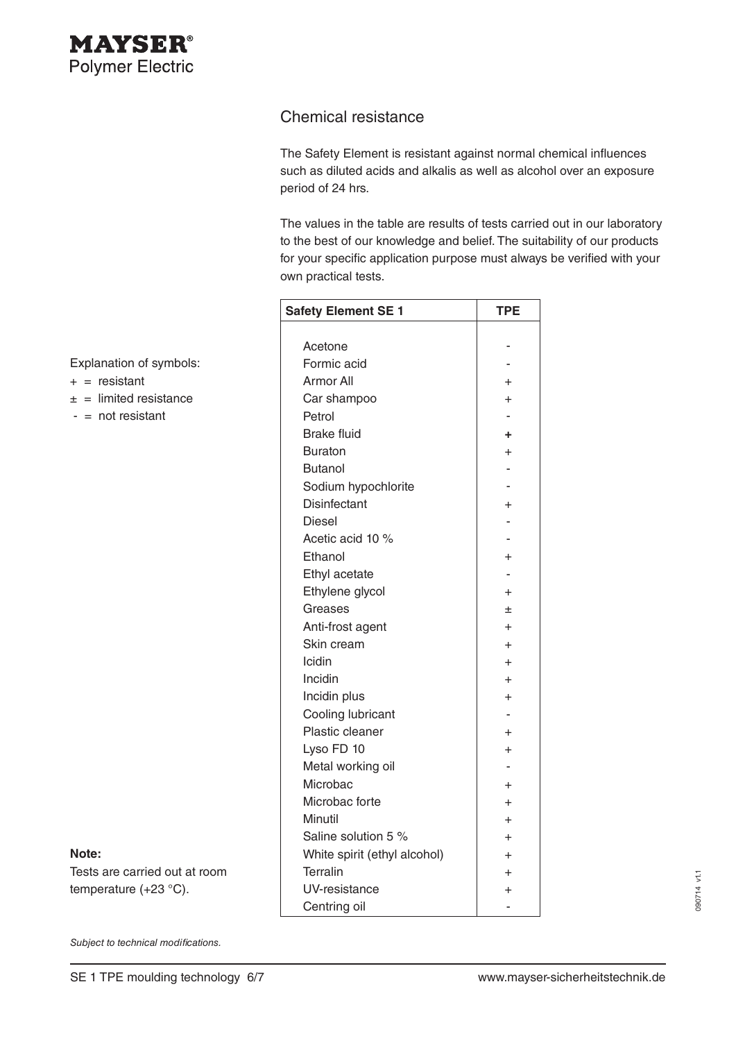MAYSER®
Polymer Electric

## Chemical resistance

The Safety Element is resistant against normal chemical influences such as diluted acids and alkalis as well as alcohol over an exposure period of 24 hrs.

The values in the table are results of tests carried out in our laboratory to the best of our knowledge and belief. The suitability of our products for your specific application purpose must always be verified with your own practical tests.

Explanation of symbols:

- + = resistant
- ± = limited resistance
- \- = not resistant

| Safety Element SE 1 | TPE |
|---|---|
| Acetone | - |
| Formic acid | - |
| Armor All | + |
| Car shampoo | + |
| Petrol | - |
| Brake fluid | + |
| Buraton | + |
| Butanol | - |
| Sodium hypochlorite | - |
| Disinfectant | + |
| Diesel | - |
| Acetic acid 10 % | - |
| Ethanol | + |
| Ethyl acetate | - |
| Ethylene glycol | + |
| Greases | ± |
| Anti-frost agent | + |
| Skin cream | + |
| Icidin | + |
| Incidin | + |
| Incidin plus | + |
| Cooling lubricant | - |
| Plastic cleaner | + |
| Lyso FD 10 | + |
| Metal working oil | - |
| Microbac | + |
| Microbac forte | + |
| Minutil | + |
| Saline solution 5 % | + |
| White spirit (ethyl alcohol) | + |
| Terralin | + |
| UV-resistance | + |
| Centring oil | - |

**Note:**
Tests are carried out at room temperature (+23 °C).

*Subject to technical modifications.*

090714 v1.1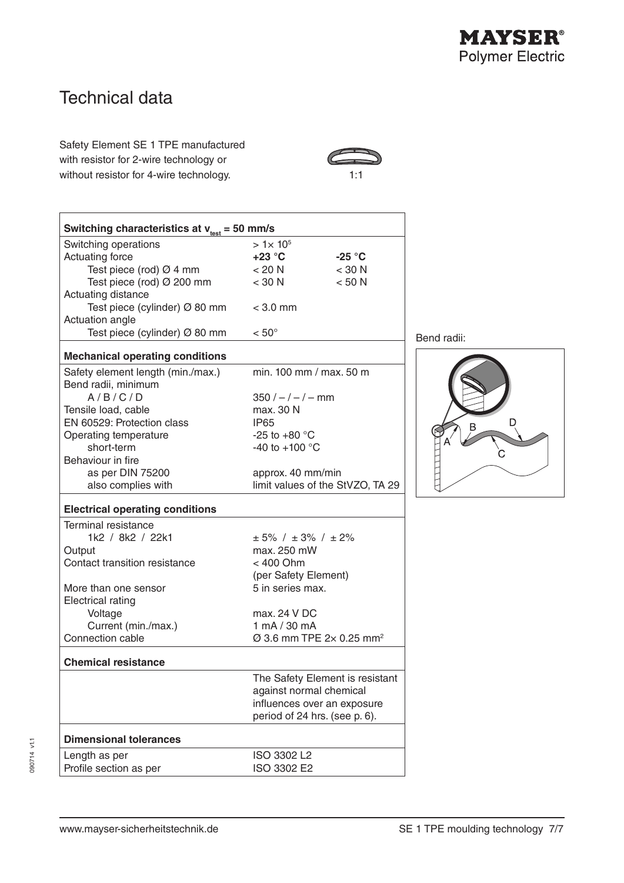# Technical data

Safety Element SE 1 TPE manufactured with resistor for 2-wire technology or without resistor for 4-wire technology.

1:1

| | | |
|---|---|---|
| **Switching characteristics at $v_{test}$ = 50 mm/s** | | |
| Switching operations | > 1× $10^5$ | |
| Actuating force | **+23 °C** | **-25 °C** |
| Test piece (rod) Ø 4 mm | < 20 N | < 30 N |
| Test piece (rod) Ø 200 mm | < 30 N | < 50 N |
| Actuating distance | | |
| Test piece (cylinder) Ø 80 mm | < 3.0 mm | |
| Actuation angle | | |
| Test piece (cylinder) Ø 80 mm | < 50° | |
| **Mechanical operating conditions** | | |
| Safety element length (min./max.) | min. 100 mm / max. 50 m | |
| Bend radii, minimum | | |
| A / B / C / D | 350 / – / – / – mm | |
| Tensile load, cable | max. 30 N | |
| EN 60529: Protection class | IP65 | |
| Operating temperature | -25 to +80 °C | |
| short-term | -40 to +100 °C | |
| Behaviour in fire | | |
| as per DIN 75200 | approx. 40 mm/min | |
| also complies with | limit values of the StVZO, TA 29 | |
| **Electrical operating conditions** | | |
| Terminal resistance | | |
| 1k2 / 8k2 / 22k1 | ± 5% / ± 3% / ± 2% | |
| Output | max. 250 mW | |
| Contact transition resistance | < 400 Ohm (per Safety Element) | |
| More than one sensor | 5 in series max. | |
| Electrical rating | | |
| Voltage | max. 24 V DC | |
| Current (min./max.) | 1 mA / 30 mA | |
| Connection cable | Ø 3.6 mm TPE 2× 0.25 mm² | |
| **Chemical resistance** | | |
| | The Safety Element is resistant against normal chemical influences over an exposure period of 24 hrs. (see p. 6). | |
| **Dimensional tolerances** | | |
| Length as per | ISO 3302 L2 | |
| Profile section as per | ISO 3302 E2 | |

Bend radii:

A
B
C
D